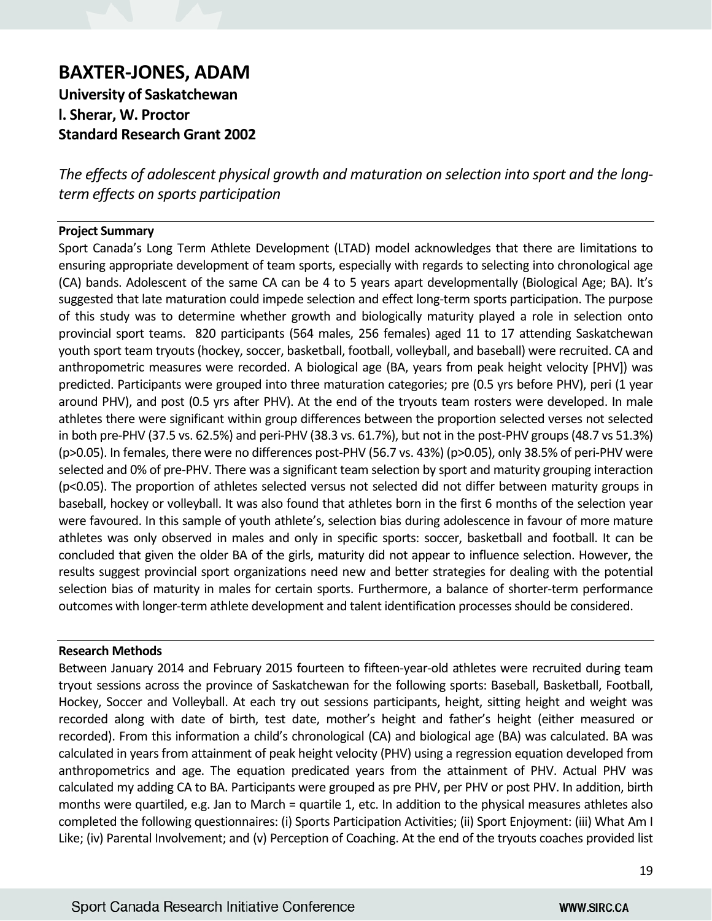# BAXTER-JONES, ADAM

**University of Saskatchewan**
**l. Sherar, W. Proctor**
**Standard Research Grant 2002**

*The effects of adolescent physical growth and maturation on selection into sport and the long-term effects on sports participation*

## Project Summary

Sport Canada's Long Term Athlete Development (LTAD) model acknowledges that there are limitations to ensuring appropriate development of team sports, especially with regards to selecting into chronological age (CA) bands. Adolescent of the same CA can be 4 to 5 years apart developmentally (Biological Age; BA). It's suggested that late maturation could impede selection and effect long-term sports participation. The purpose of this study was to determine whether growth and biologically maturity played a role in selection onto provincial sport teams. 820 participants (564 males, 256 females) aged 11 to 17 attending Saskatchewan youth sport team tryouts (hockey, soccer, basketball, football, volleyball, and baseball) were recruited. CA and anthropometric measures were recorded. A biological age (BA, years from peak height velocity [PHV]) was predicted. Participants were grouped into three maturation categories; pre (0.5 yrs before PHV), peri (1 year around PHV), and post (0.5 yrs after PHV). At the end of the tryouts team rosters were developed. In male athletes there were significant within group differences between the proportion selected verses not selected in both pre-PHV (37.5 vs. 62.5%) and peri-PHV (38.3 vs. 61.7%), but not in the post-PHV groups (48.7 vs 51.3%) ($p>0.05$). In females, there were no differences post-PHV (56.7 vs. 43%) ($p>0.05$), only 38.5% of peri-PHV were selected and 0% of pre-PHV. There was a significant team selection by sport and maturity grouping interaction ($p<0.05$). The proportion of athletes selected versus not selected did not differ between maturity groups in baseball, hockey or volleyball. It was also found that athletes born in the first 6 months of the selection year were favoured. In this sample of youth athlete's, selection bias during adolescence in favour of more mature athletes was only observed in males and only in specific sports: soccer, basketball and football. It can be concluded that given the older BA of the girls, maturity did not appear to influence selection. However, the results suggest provincial sport organizations need new and better strategies for dealing with the potential selection bias of maturity in males for certain sports. Furthermore, a balance of shorter-term performance outcomes with longer-term athlete development and talent identification processes should be considered.

## Research Methods

Between January 2014 and February 2015 fourteen to fifteen-year-old athletes were recruited during team tryout sessions across the province of Saskatchewan for the following sports: Baseball, Basketball, Football, Hockey, Soccer and Volleyball. At each try out sessions participants, height, sitting height and weight was recorded along with date of birth, test date, mother's height and father's height (either measured or recorded). From this information a child's chronological (CA) and biological age (BA) was calculated. BA was calculated in years from attainment of peak height velocity (PHV) using a regression equation developed from anthropometrics and age. The equation predicated years from the attainment of PHV. Actual PHV was calculated my adding CA to BA. Participants were grouped as pre PHV, per PHV or post PHV. In addition, birth months were quartiled, e.g. Jan to March = quartile 1, etc. In addition to the physical measures athletes also completed the following questionnaires: (i) Sports Participation Activities; (ii) Sport Enjoyment: (iii) What Am I Like; (iv) Parental Involvement; and (v) Perception of Coaching. At the end of the tryouts coaches provided list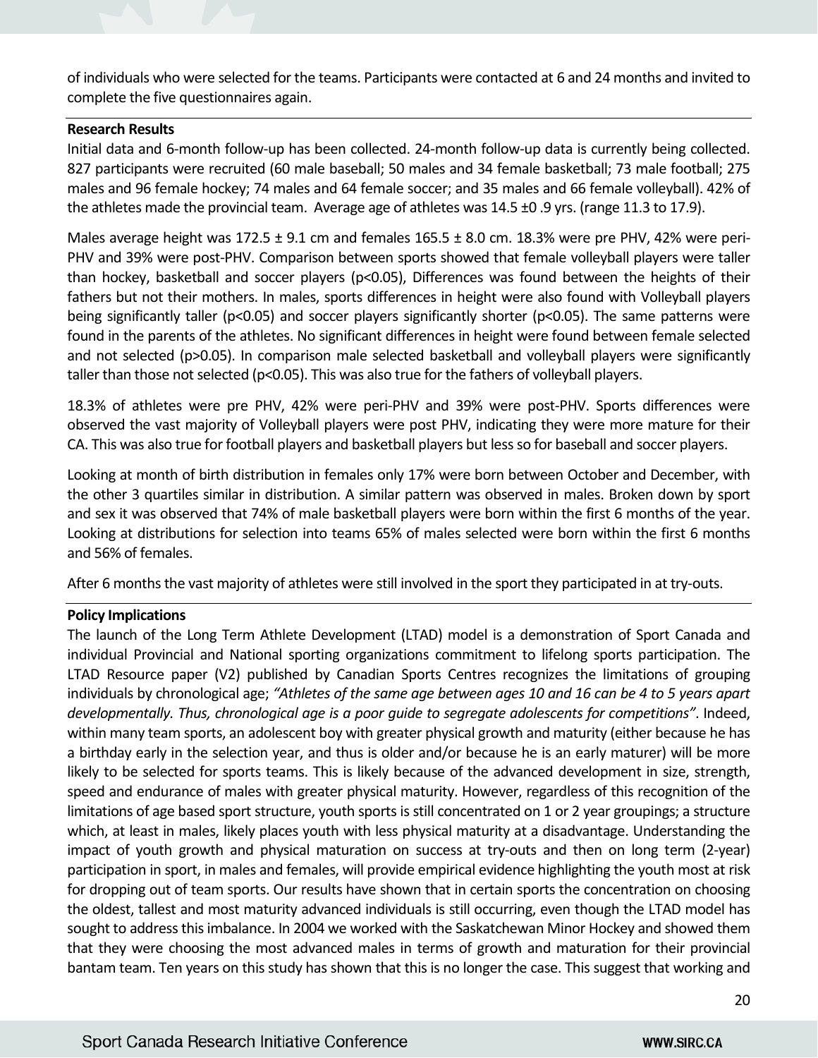of individuals who were selected for the teams. Participants were contacted at 6 and 24 months and invited to complete the five questionnaires again.

**Research Results**

Initial data and 6-month follow-up has been collected. 24-month follow-up data is currently being collected. 827 participants were recruited (60 male baseball; 50 males and 34 female basketball; 73 male football; 275 males and 96 female hockey; 74 males and 64 female soccer; and 35 males and 66 female volleyball). 42% of the athletes made the provincial team. Average age of athletes was 14.5 ±0 .9 yrs. (range 11.3 to 17.9).

Males average height was 172.5 ± 9.1 cm and females 165.5 ± 8.0 cm. 18.3% were pre PHV, 42% were peri-PHV and 39% were post-PHV. Comparison between sports showed that female volleyball players were taller than hockey, basketball and soccer players ($p<0.05$), Differences was found between the heights of their fathers but not their mothers. In males, sports differences in height were also found with Volleyball players being significantly taller ($p<0.05$) and soccer players significantly shorter ($p<0.05$). The same patterns were found in the parents of the athletes. No significant differences in height were found between female selected and not selected ($p>0.05$). In comparison male selected basketball and volleyball players were significantly taller than those not selected ($p<0.05$). This was also true for the fathers of volleyball players.

18.3% of athletes were pre PHV, 42% were peri-PHV and 39% were post-PHV. Sports differences were observed the vast majority of Volleyball players were post PHV, indicating they were more mature for their CA. This was also true for football players and basketball players but less so for baseball and soccer players.

Looking at month of birth distribution in females only 17% were born between October and December, with the other 3 quartiles similar in distribution. A similar pattern was observed in males. Broken down by sport and sex it was observed that 74% of male basketball players were born within the first 6 months of the year. Looking at distributions for selection into teams 65% of males selected were born within the first 6 months and 56% of females.

After 6 months the vast majority of athletes were still involved in the sport they participated in at try-outs.

**Policy Implications**

The launch of the Long Term Athlete Development (LTAD) model is a demonstration of Sport Canada and individual Provincial and National sporting organizations commitment to lifelong sports participation. The LTAD Resource paper (V2) published by Canadian Sports Centres recognizes the limitations of grouping individuals by chronological age; *"Athletes of the same age between ages 10 and 16 can be 4 to 5 years apart developmentally. Thus, chronological age is a poor guide to segregate adolescents for competitions"*. Indeed, within many team sports, an adolescent boy with greater physical growth and maturity (either because he has a birthday early in the selection year, and thus is older and/or because he is an early maturer) will be more likely to be selected for sports teams. This is likely because of the advanced development in size, strength, speed and endurance of males with greater physical maturity. However, regardless of this recognition of the limitations of age based sport structure, youth sports is still concentrated on 1 or 2 year groupings; a structure which, at least in males, likely places youth with less physical maturity at a disadvantage. Understanding the impact of youth growth and physical maturation on success at try-outs and then on long term (2-year) participation in sport, in males and females, will provide empirical evidence highlighting the youth most at risk for dropping out of team sports. Our results have shown that in certain sports the concentration on choosing the oldest, tallest and most maturity advanced individuals is still occurring, even though the LTAD model has sought to address this imbalance. In 2004 we worked with the Saskatchewan Minor Hockey and showed them that they were choosing the most advanced males in terms of growth and maturation for their provincial bantam team. Ten years on this study has shown that this is no longer the case. This suggest that working and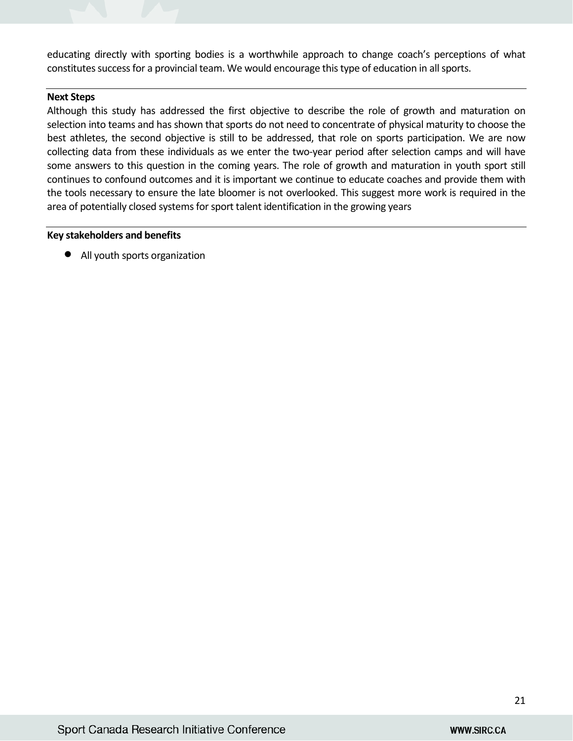educating directly with sporting bodies is a worthwhile approach to change coach's perceptions of what constitutes success for a provincial team. We would encourage this type of education in all sports.

**Next Steps**

Although this study has addressed the first objective to describe the role of growth and maturation on selection into teams and has shown that sports do not need to concentrate of physical maturity to choose the best athletes, the second objective is still to be addressed, that role on sports participation. We are now collecting data from these individuals as we enter the two-year period after selection camps and will have some answers to this question in the coming years. The role of growth and maturation in youth sport still continues to confound outcomes and it is important we continue to educate coaches and provide them with the tools necessary to ensure the late bloomer is not overlooked. This suggest more work is required in the area of potentially closed systems for sport talent identification in the growing years

**Key stakeholders and benefits**

- All youth sports organization